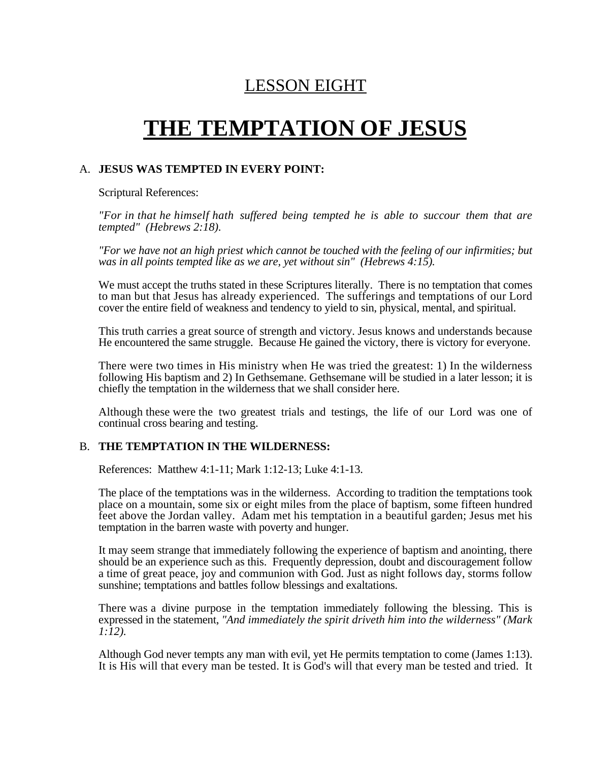## LESSON EIGHT

# THE TEMPTATION OF JESUS

### A. JESUS WAS TEMPTED IN EVERY POINT:

Scriptural References:

*"For in that he himself hath suffered being tempted he is able to succour them that are tempted" (Hebrews 2:18).*

*"For we have not an high priest which cannot be touched with the feeling of our infirmities; but was in all points tempted like as we are, yet without sin" (Hebrews 4:15).*

We must accept the truths stated in these Scriptures literally. There is no temptation that comes to man but that Jesus has already experienced. The sufferings and temptations of our Lord cover the entire field of weakness and tendency to yield to sin, physical, mental, and spiritual.

This truth carries a great source of strength and victory. Jesus knows and understands because He encountered the same struggle. Because He gained the victory, there is victory for everyone.

There were two times in His ministry when He was tried the greatest: 1) In the wilderness following His baptism and 2) In Gethsemane. Gethsemane will be studied in a later lesson; it is chiefly the temptation in the wilderness that we shall consider here.

Although these were the two greatest trials and testings, the life of our Lord was one of continual cross bearing and testing.

### B. THE TEMPTATION IN THE WILDERNESS:

References: Matthew 4:1-11; Mark 1:12-13; Luke 4:1-13.

The place of the temptations was in the wilderness. According to tradition the temptations took place on a mountain, some six or eight miles from the place of baptism, some fifteen hundred feet above the Jordan valley. Adam met his temptation in a beautiful garden; Jesus met his temptation in the barren waste with poverty and hunger.

It may seem strange that immediately following the experience of baptism and anointing, there should be an experience such as this. Frequently depression, doubt and discouragement follow a time of great peace, joy and communion with God. Just as night follows day, storms follow sunshine; temptations and battles follow blessings and exaltations.

There was a divine purpose in the temptation immediately following the blessing. This is expressed in the statement, *"And immediately the spirit driveth him into the wilderness" (Mark 1:12).*

Although God never tempts any man with evil, yet He permits temptation to come (James 1:13). It is His will that every man be tested. It is God's will that every man be tested and tried. It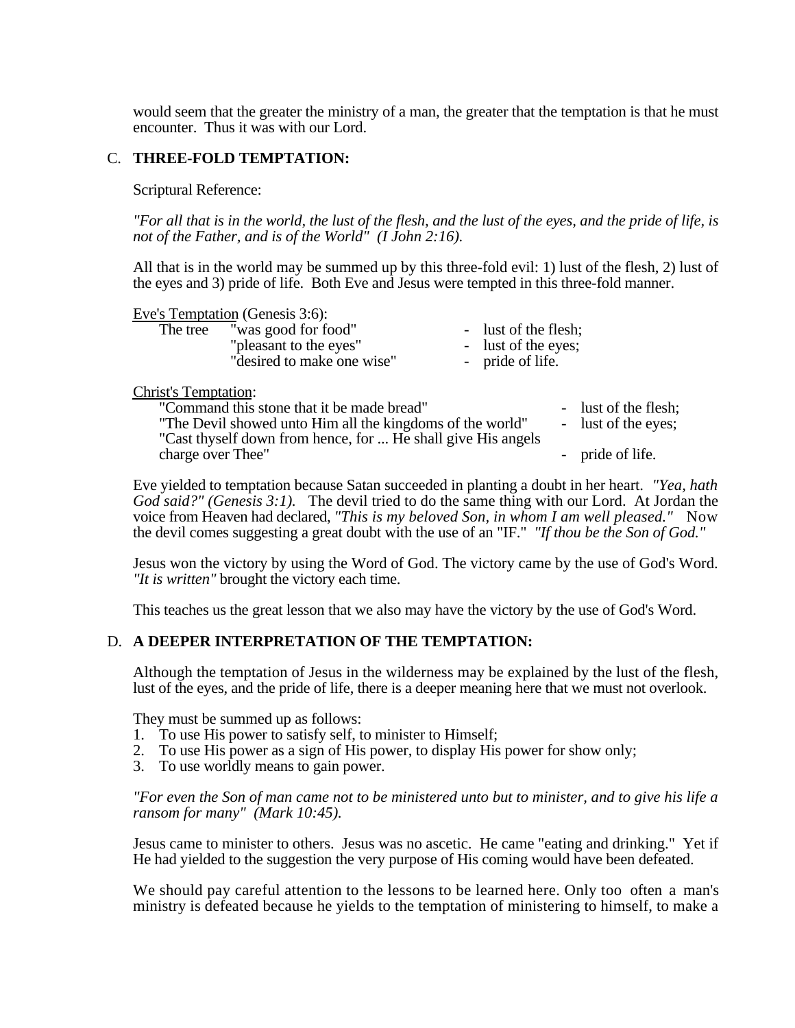would seem that the greater the ministry of a man, the greater that the temptation is that he must encounter. Thus it was with our Lord.

## C. THREE-FOLD TEMPTATION:

Scriptural Reference:

*"For all that is in the world, the lust of the flesh, and the lust of the eyes, and the pride of life, is not of the Father, and is of the World" (I John 2:16).*

All that is in the world may be summed up by this three-fold evil: 1) lust of the flesh, 2) lust of the eyes and 3) pride of life. Both Eve and Jesus were tempted in this three-fold manner.

Eve's Temptation (Genesis 3:6):

| | | |
|---|---|---|
| The tree | "was good for food" | - lust of the flesh; |
| | "pleasant to the eyes" | - lust of the eyes; |
| | "desired to make one wise" | - pride of life. |

Christ's Temptation:

| | |
|---|---|
| "Command this stone that it be made bread" | - lust of the flesh; |
| "The Devil showed unto Him all the kingdoms of the world" | - lust of the eyes; |
| "Cast thyself down from hence, for ... He shall give His angels charge over Thee" | - pride of life. |

Eve yielded to temptation because Satan succeeded in planting a doubt in her heart. *"Yea, hath God said?" (Genesis 3:1).* The devil tried to do the same thing with our Lord. At Jordan the voice from Heaven had declared, *"This is my beloved Son, in whom I am well pleased."* Now the devil comes suggesting a great doubt with the use of an "IF." *"If thou be the Son of God."*

Jesus won the victory by using the Word of God. The victory came by the use of God's Word. *"It is written"* brought the victory each time.

This teaches us the great lesson that we also may have the victory by the use of God's Word.

## D. A DEEPER INTERPRETATION OF THE TEMPTATION:

Although the temptation of Jesus in the wilderness may be explained by the lust of the flesh, lust of the eyes, and the pride of life, there is a deeper meaning here that we must not overlook.

They must be summed up as follows:
1. To use His power to satisfy self, to minister to Himself;
2. To use His power as a sign of His power, to display His power for show only;
3. To use worldly means to gain power.

*"For even the Son of man came not to be ministered unto but to minister, and to give his life a ransom for many" (Mark 10:45).*

Jesus came to minister to others. Jesus was no ascetic. He came "eating and drinking." Yet if He had yielded to the suggestion the very purpose of His coming would have been defeated.

We should pay careful attention to the lessons to be learned here. Only too often a man's ministry is defeated because he yields to the temptation of ministering to himself, to make a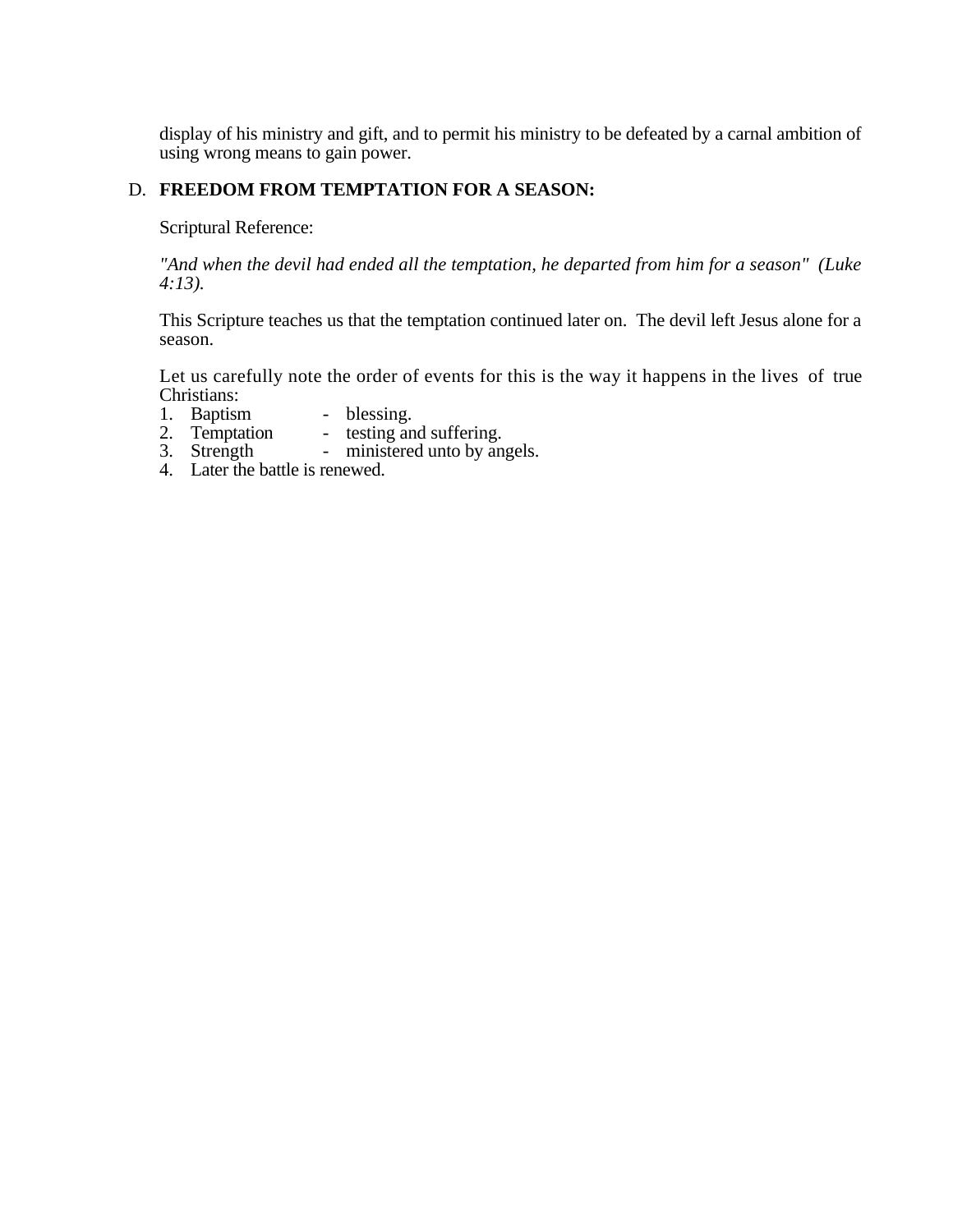display of his ministry and gift, and to permit his ministry to be defeated by a carnal ambition of using wrong means to gain power.

D. **FREEDOM FROM TEMPTATION FOR A SEASON:**

Scriptural Reference:

*"And when the devil had ended all the temptation, he departed from him for a season" (Luke 4:13).*

This Scripture teaches us that the temptation continued later on. The devil left Jesus alone for a season.

Let us carefully note the order of events for this is the way it happens in the lives of true Christians:

1. Baptism - blessing.
2. Temptation - testing and suffering.
3. Strength - ministered unto by angels.
4. Later the battle is renewed.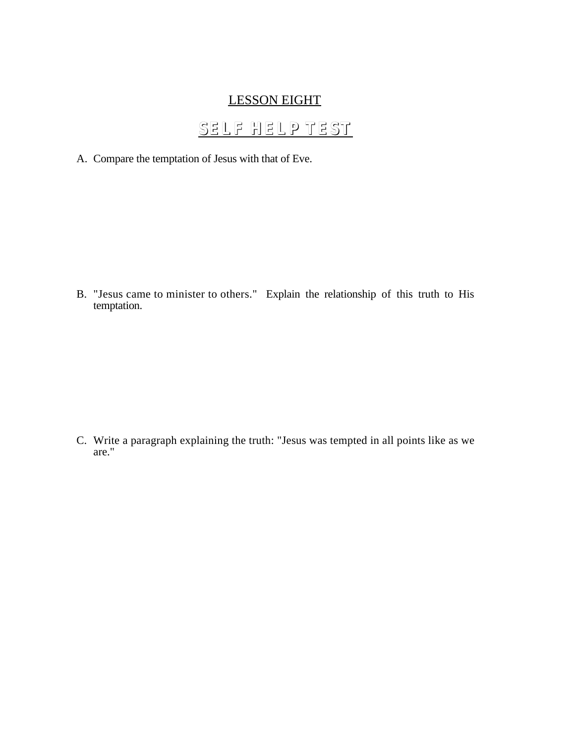## LESSON EIGHT

## SELF HELP TEST

A. Compare the temptation of Jesus with that of Eve.

B. "Jesus came to minister to others." Explain the relationship of this truth to His temptation.

C. Write a paragraph explaining the truth: "Jesus was tempted in all points like as we are."